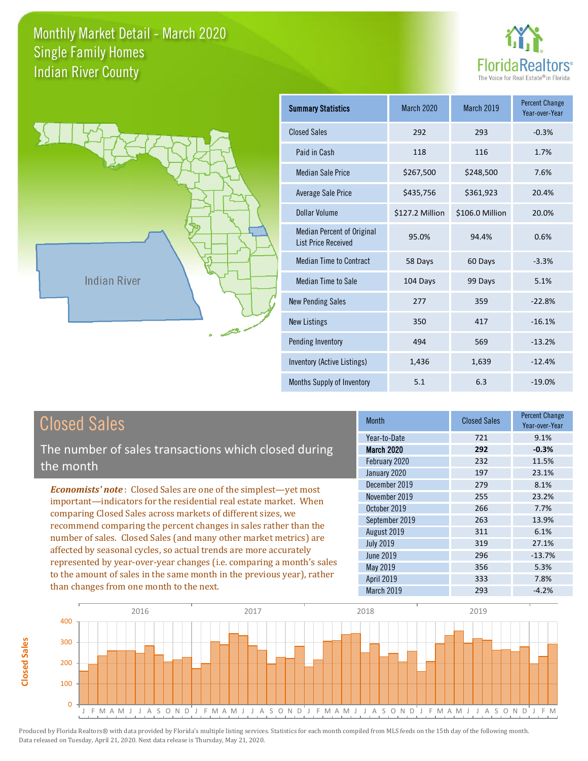# Monthly Market Detail - March 2020
## Single Family Homes
## Indian River County

FloridaRealtors®
The Voice for Real Estate® in Florida

Indian River

| Summary Statistics | March 2020 | March 2019 | Percent Change Year-over-Year |
|---|---|---|---|
| Closed Sales | 292 | 293 | -0.3% |
| Paid in Cash | 118 | 116 | 1.7% |
| Median Sale Price | $267,500 | $248,500 | 7.6% |
| Average Sale Price | $435,756 | $361,923 | 20.4% |
| Dollar Volume | $127.2 Million | $106.0 Million | 20.0% |
| Median Percent of Original List Price Received | 95.0% | 94.4% | 0.6% |
| Median Time to Contract | 58 Days | 60 Days | -3.3% |
| Median Time to Sale | 104 Days | 99 Days | 5.1% |
| New Pending Sales | 277 | 359 | -22.8% |
| New Listings | 350 | 417 | -16.1% |
| Pending Inventory | 494 | 569 | -13.2% |
| Inventory (Active Listings) | 1,436 | 1,639 | -12.4% |
| Months Supply of Inventory | 5.1 | 6.3 | -19.0% |

## Closed Sales

The number of sales transactions which closed during the month

*Economists' note*: Closed Sales are one of the simplest—yet most important—indicators for the residential real estate market. When comparing Closed Sales across markets of different sizes, we recommend comparing the percent changes in sales rather than the number of sales. Closed Sales (and many other market metrics) are affected by seasonal cycles, so actual trends are more accurately represented by year-over-year changes (i.e. comparing a month's sales to the amount of sales in the same month in the previous year), rather than changes from one month to the next.

| Month | Closed Sales | Percent Change Year-over-Year |
|---|---|---|
| Year-to-Date | 721 | 9.1% |
| **March 2020** | **292** | **-0.3%** |
| February 2020 | 232 | 11.5% |
| January 2020 | 197 | 23.1% |
| December 2019 | 279 | 8.1% |
| November 2019 | 255 | 23.2% |
| October 2019 | 266 | 7.7% |
| September 2019 | 263 | 13.9% |
| August 2019 | 311 | 6.1% |
| July 2019 | 319 | 27.1% |
| June 2019 | 296 | -13.7% |
| May 2019 | 356 | 5.3% |
| April 2019 | 333 | 7.8% |
| March 2019 | 293 | -4.2% |

Produced by Florida Realtors® with data provided by Florida's multiple listing services. Statistics for each month compiled from MLS feeds on the 15th day of the following month. Data released on Tuesday, April 21, 2020. Next data release is Thursday, May 21, 2020.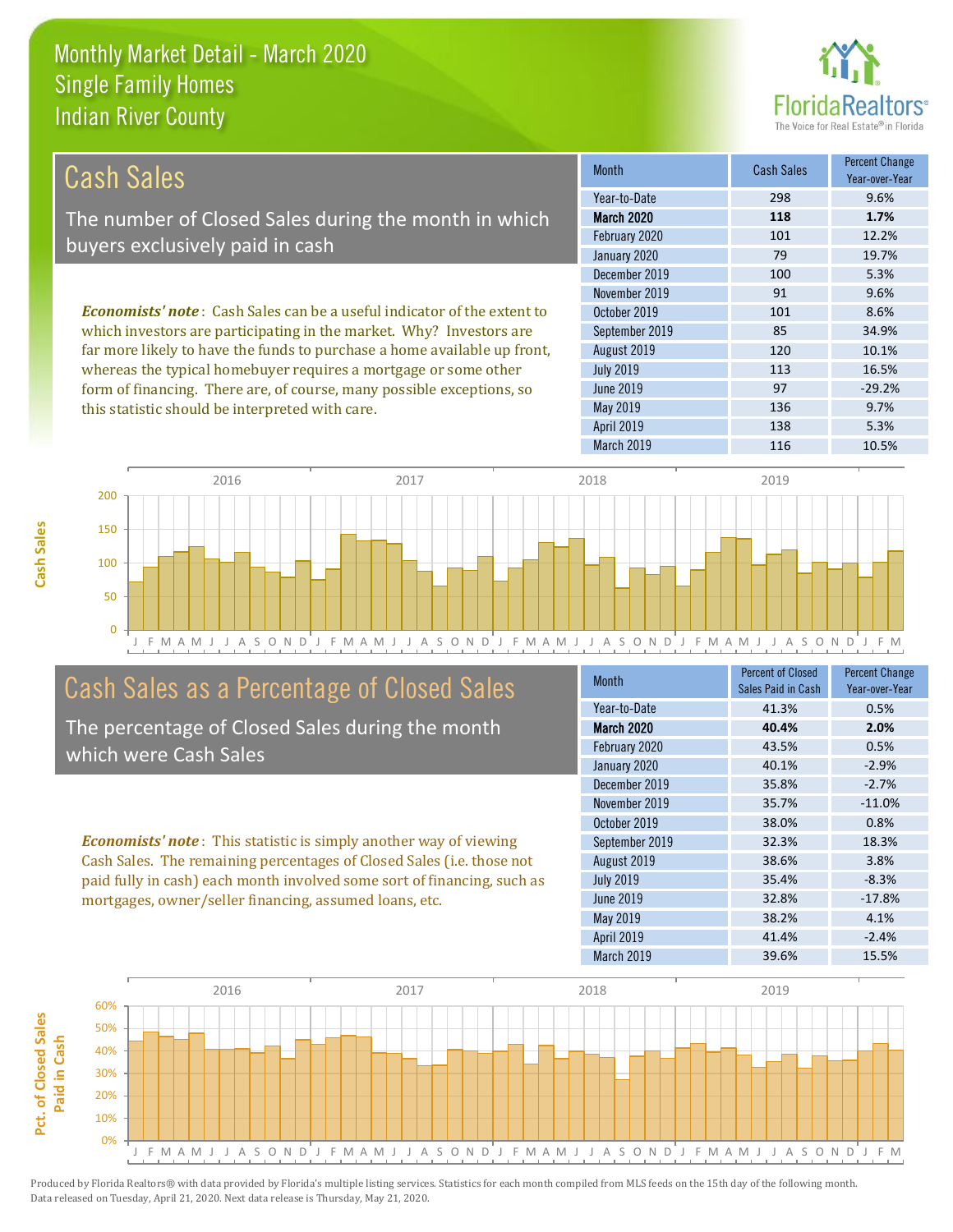# Monthly Market Detail - March 2020
## Single Family Homes
## Indian River County

## Cash Sales

The number of Closed Sales during the month in which buyers exclusively paid in cash

***Economists' note***: Cash Sales can be a useful indicator of the extent to which investors are participating in the market. Why? Investors are far more likely to have the funds to purchase a home available up front, whereas the typical homebuyer requires a mortgage or some other form of financing. There are, of course, many possible exceptions, so this statistic should be interpreted with care.

| Month | Cash Sales | Percent Change Year-over-Year |
|---|---|---|
| Year-to-Date | 298 | 9.6% |
| **March 2020** | **118** | **1.7%** |
| February 2020 | 101 | 12.2% |
| January 2020 | 79 | 19.7% |
| December 2019 | 100 | 5.3% |
| November 2019 | 91 | 9.6% |
| October 2019 | 101 | 8.6% |
| September 2019 | 85 | 34.9% |
| August 2019 | 120 | 10.1% |
| July 2019 | 113 | 16.5% |
| June 2019 | 97 | -29.2% |
| May 2019 | 136 | 9.7% |
| April 2019 | 138 | 5.3% |
| March 2019 | 116 | 10.5% |

## Cash Sales as a Percentage of Closed Sales

The percentage of Closed Sales during the month which were Cash Sales

***Economists' note***: This statistic is simply another way of viewing Cash Sales. The remaining percentages of Closed Sales (i.e. those not paid fully in cash) each month involved some sort of financing, such as mortgages, owner/seller financing, assumed loans, etc.

| Month | Percent of Closed Sales Paid in Cash | Percent Change Year-over-Year |
|---|---|---|
| Year-to-Date | 41.3% | 0.5% |
| **March 2020** | **40.4%** | **2.0%** |
| February 2020 | 43.5% | 0.5% |
| January 2020 | 40.1% | -2.9% |
| December 2019 | 35.8% | -2.7% |
| November 2019 | 35.7% | -11.0% |
| October 2019 | 38.0% | 0.8% |
| September 2019 | 32.3% | 18.3% |
| August 2019 | 38.6% | 3.8% |
| July 2019 | 35.4% | -8.3% |
| June 2019 | 32.8% | -17.8% |
| May 2019 | 38.2% | 4.1% |
| April 2019 | 41.4% | -2.4% |
| March 2019 | 39.6% | 15.5% |

Produced by Florida Realtors® with data provided by Florida's multiple listing services. Statistics for each month compiled from MLS feeds on the 15th day of the following month. Data released on Tuesday, April 21, 2020. Next data release is Thursday, May 21, 2020.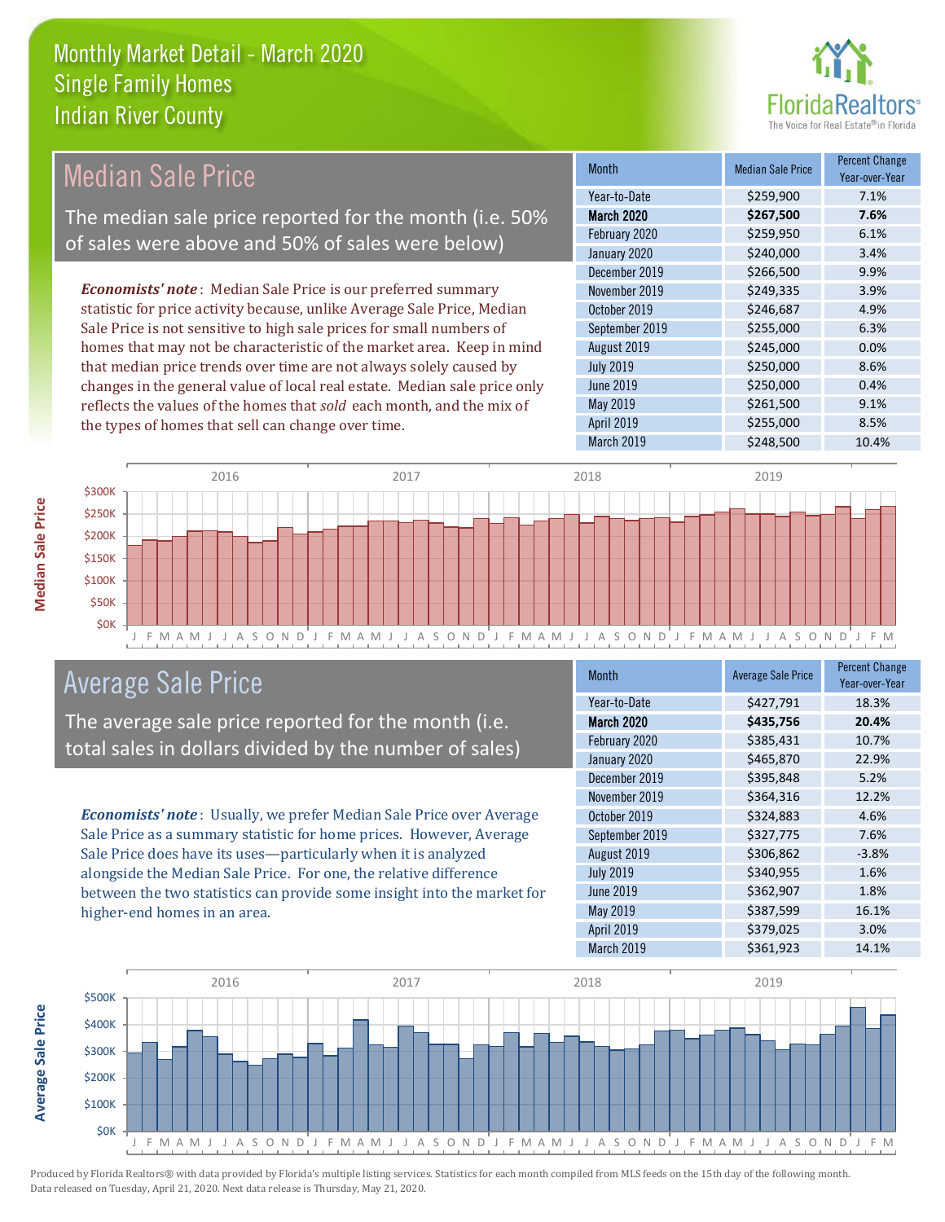# Monthly Market Detail - March 2020
## Single Family Homes
## Indian River County

## Median Sale Price

The median sale price reported for the month (i.e. 50% of sales were above and 50% of sales were below)

*Economists' note*: Median Sale Price is our preferred summary statistic for price activity because, unlike Average Sale Price, Median Sale Price is not sensitive to high sale prices for small numbers of homes that may not be characteristic of the market area. Keep in mind that median price trends over time are not always solely caused by changes in the general value of local real estate. Median sale price only reflects the values of the homes that *sold* each month, and the mix of the types of homes that sell can change over time.

| Month | Median Sale Price | Percent Change Year-over-Year |
|---|---|---|
| Year-to-Date | $259,900 | 7.1% |
| **March 2020** | **$267,500** | **7.6%** |
| February 2020 | $259,950 | 6.1% |
| January 2020 | $240,000 | 3.4% |
| December 2019 | $266,500 | 9.9% |
| November 2019 | $249,335 | 3.9% |
| October 2019 | $246,687 | 4.9% |
| September 2019 | $255,000 | 6.3% |
| August 2019 | $245,000 | 0.0% |
| July 2019 | $250,000 | 8.6% |
| June 2019 | $250,000 | 0.4% |
| May 2019 | $261,500 | 9.1% |
| April 2019 | $255,000 | 8.5% |
| March 2019 | $248,500 | 10.4% |

## Average Sale Price

The average sale price reported for the month (i.e. total sales in dollars divided by the number of sales)

*Economists' note*: Usually, we prefer Median Sale Price over Average Sale Price as a summary statistic for home prices. However, Average Sale Price does have its uses—particularly when it is analyzed alongside the Median Sale Price. For one, the relative difference between the two statistics can provide some insight into the market for higher-end homes in an area.

| Month | Average Sale Price | Percent Change Year-over-Year |
|---|---|---|
| Year-to-Date | $427,791 | 18.3% |
| **March 2020** | **$435,756** | **20.4%** |
| February 2020 | $385,431 | 10.7% |
| January 2020 | $465,870 | 22.9% |
| December 2019 | $395,848 | 5.2% |
| November 2019 | $364,316 | 12.2% |
| October 2019 | $324,883 | 4.6% |
| September 2019 | $327,775 | 7.6% |
| August 2019 | $306,862 | -3.8% |
| July 2019 | $340,955 | 1.6% |
| June 2019 | $362,907 | 1.8% |
| May 2019 | $387,599 | 16.1% |
| April 2019 | $379,025 | 3.0% |
| March 2019 | $361,923 | 14.1% |

Produced by Florida Realtors® with data provided by Florida's multiple listing services. Statistics for each month compiled from MLS feeds on the 15th day of the following month. Data released on Tuesday, April 21, 2020. Next data release is Thursday, May 21, 2020.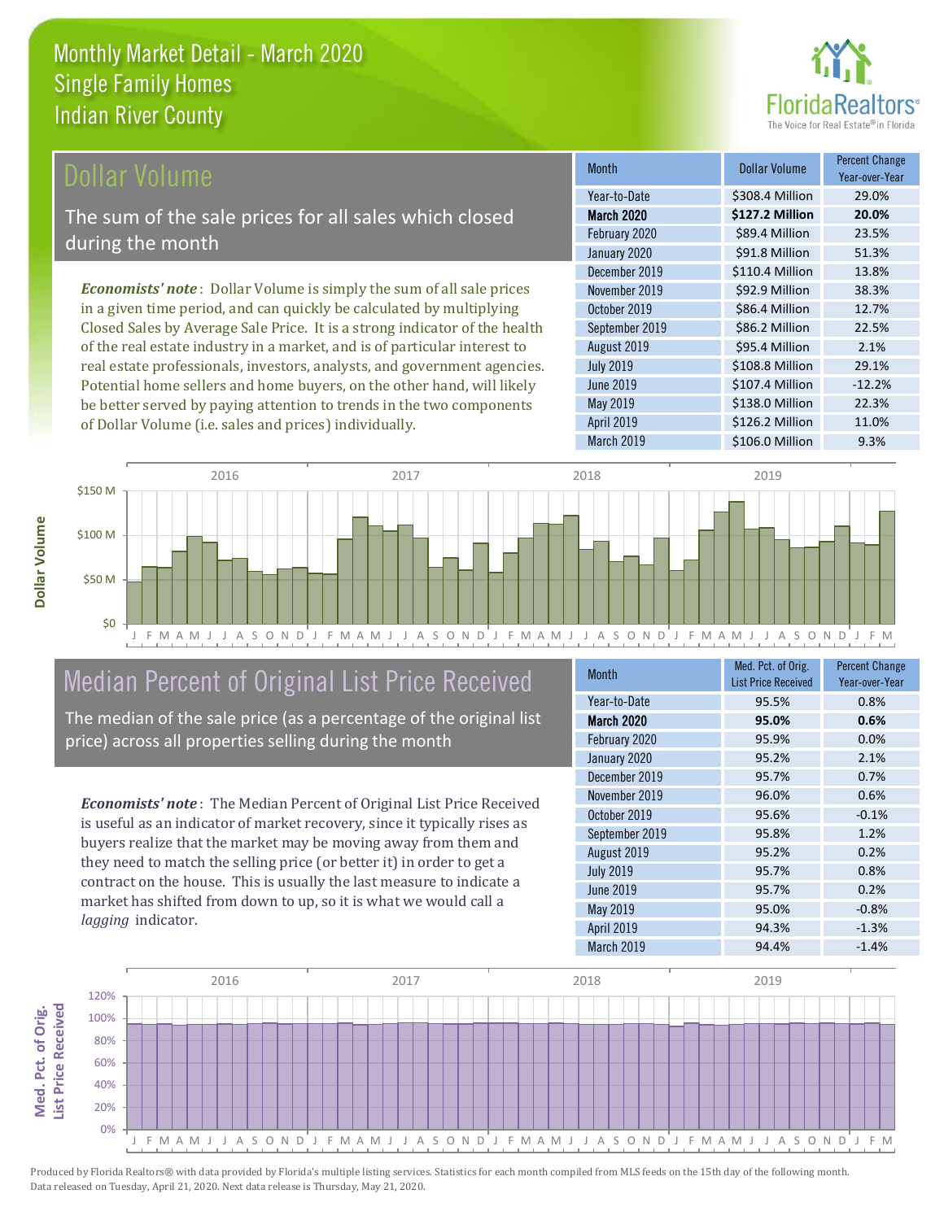# Monthly Market Detail - March 2020
## Single Family Homes
## Indian River County

## Dollar Volume

The sum of the sale prices for all sales which closed during the month

*Economists' note*: Dollar Volume is simply the sum of all sale prices in a given time period, and can quickly be calculated by multiplying Closed Sales by Average Sale Price. It is a strong indicator of the health of the real estate industry in a market, and is of particular interest to real estate professionals, investors, analysts, and government agencies. Potential home sellers and home buyers, on the other hand, will likely be better served by paying attention to trends in the two components of Dollar Volume (i.e. sales and prices) individually.

| Month | Dollar Volume | Percent Change Year-over-Year |
|---|---|---|
| Year-to-Date | $308.4 Million | 29.0% |
| **March 2020** | **$127.2 Million** | **20.0%** |
| February 2020 | $89.4 Million | 23.5% |
| January 2020 | $91.8 Million | 51.3% |
| December 2019 | $110.4 Million | 13.8% |
| November 2019 | $92.9 Million | 38.3% |
| October 2019 | $86.4 Million | 12.7% |
| September 2019 | $86.2 Million | 22.5% |
| August 2019 | $95.4 Million | 2.1% |
| July 2019 | $108.8 Million | 29.1% |
| June 2019 | $107.4 Million | -12.2% |
| May 2019 | $138.0 Million | 22.3% |
| April 2019 | $126.2 Million | 11.0% |
| March 2019 | $106.0 Million | 9.3% |

## Median Percent of Original List Price Received

The median of the sale price (as a percentage of the original list price) across all properties selling during the month

*Economists' note*: The Median Percent of Original List Price Received is useful as an indicator of market recovery, since it typically rises as buyers realize that the market may be moving away from them and they need to match the selling price (or better it) in order to get a contract on the house. This is usually the last measure to indicate a market has shifted from down to up, so it is what we would call a *lagging* indicator.

| Month | Med. Pct. of Orig. List Price Received | Percent Change Year-over-Year |
|---|---|---|
| Year-to-Date | 95.5% | 0.8% |
| **March 2020** | **95.0%** | **0.6%** |
| February 2020 | 95.9% | 0.0% |
| January 2020 | 95.2% | 2.1% |
| December 2019 | 95.7% | 0.7% |
| November 2019 | 96.0% | 0.6% |
| October 2019 | 95.6% | -0.1% |
| September 2019 | 95.8% | 1.2% |
| August 2019 | 95.2% | 0.2% |
| July 2019 | 95.7% | 0.8% |
| June 2019 | 95.7% | 0.2% |
| May 2019 | 95.0% | -0.8% |
| April 2019 | 94.3% | -1.3% |
| March 2019 | 94.4% | -1.4% |

Produced by Florida Realtors® with data provided by Florida's multiple listing services. Statistics for each month compiled from MLS feeds on the 15th day of the following month. Data released on Tuesday, April 21, 2020. Next data release is Thursday, May 21, 2020.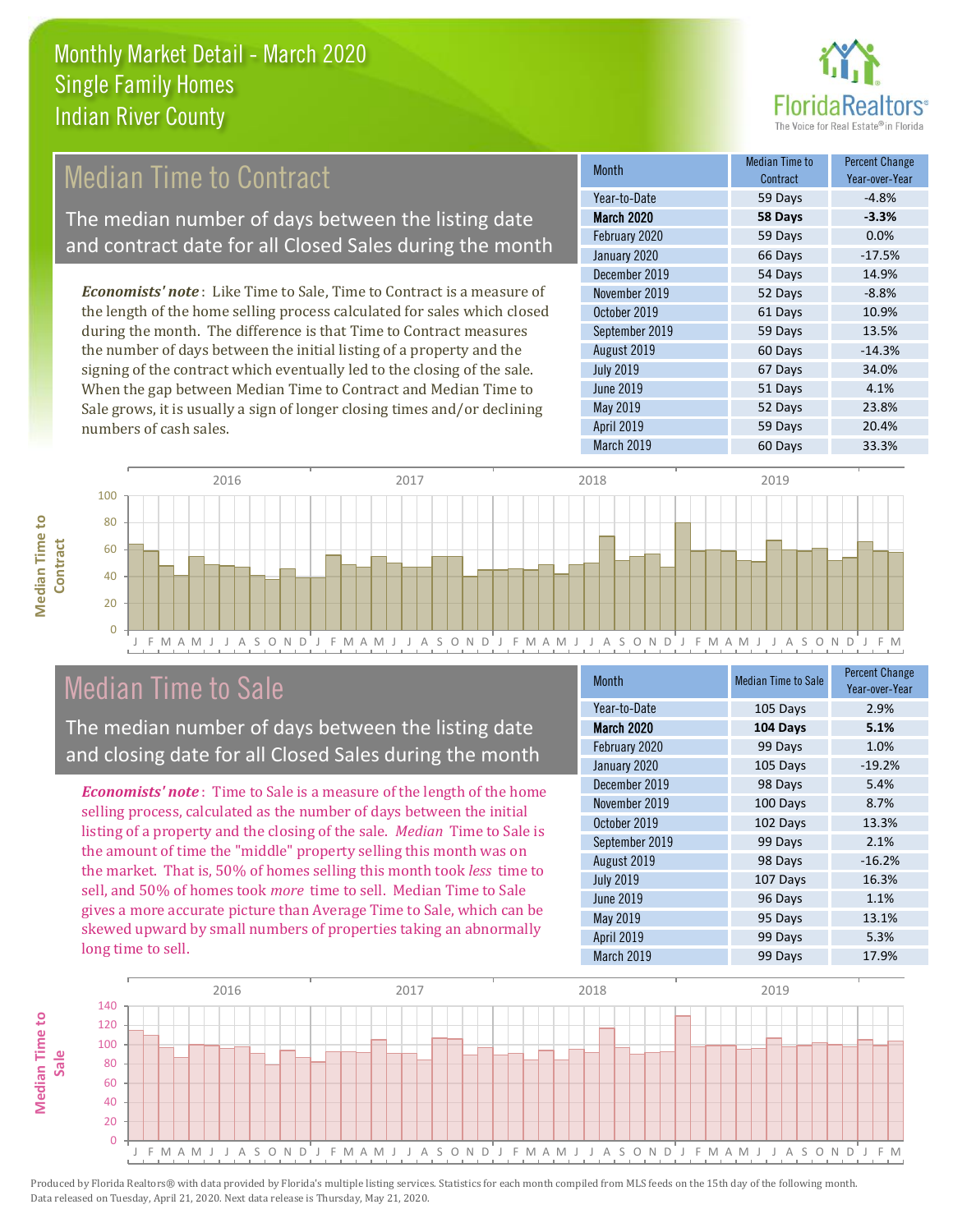# Monthly Market Detail - March 2020
## Single Family Homes
## Indian River County

## Median Time to Contract

The median number of days between the listing date and contract date for all Closed Sales during the month

***Economists' note***: Like Time to Sale, Time to Contract is a measure of the length of the home selling process calculated for sales which closed during the month. The difference is that Time to Contract measures the number of days between the initial listing of a property and the signing of the contract which eventually led to the closing of the sale. When the gap between Median Time to Contract and Median Time to Sale grows, it is usually a sign of longer closing times and/or declining numbers of cash sales.

| Month | Median Time to Contract | Percent Change Year-over-Year |
|---|---|---|
| Year-to-Date | 59 Days | -4.8% |
| **March 2020** | **58 Days** | **-3.3%** |
| February 2020 | 59 Days | 0.0% |
| January 2020 | 66 Days | -17.5% |
| December 2019 | 54 Days | 14.9% |
| November 2019 | 52 Days | -8.8% |
| October 2019 | 61 Days | 10.9% |
| September 2019 | 59 Days | 13.5% |
| August 2019 | 60 Days | -14.3% |
| July 2019 | 67 Days | 34.0% |
| June 2019 | 51 Days | 4.1% |
| May 2019 | 52 Days | 23.8% |
| April 2019 | 59 Days | 20.4% |
| March 2019 | 60 Days | 33.3% |

## Median Time to Sale

The median number of days between the listing date and closing date for all Closed Sales during the month

***Economists' note***: Time to Sale is a measure of the length of the home selling process, calculated as the number of days between the initial listing of a property and the closing of the sale. *Median* Time to Sale is the amount of time the "middle" property selling this month was on the market. That is, 50% of homes selling this month took *less* time to sell, and 50% of homes took *more* time to sell. Median Time to Sale gives a more accurate picture than Average Time to Sale, which can be skewed upward by small numbers of properties taking an abnormally long time to sell.

| Month | Median Time to Sale | Percent Change Year-over-Year |
|---|---|---|
| Year-to-Date | 105 Days | 2.9% |
| **March 2020** | **104 Days** | **5.1%** |
| February 2020 | 99 Days | 1.0% |
| January 2020 | 105 Days | -19.2% |
| December 2019 | 98 Days | 5.4% |
| November 2019 | 100 Days | 8.7% |
| October 2019 | 102 Days | 13.3% |
| September 2019 | 99 Days | 2.1% |
| August 2019 | 98 Days | -16.2% |
| July 2019 | 107 Days | 16.3% |
| June 2019 | 96 Days | 1.1% |
| May 2019 | 95 Days | 13.1% |
| April 2019 | 99 Days | 5.3% |
| March 2019 | 99 Days | 17.9% |

Produced by Florida Realtors® with data provided by Florida's multiple listing services. Statistics for each month compiled from MLS feeds on the 15th day of the following month. Data released on Tuesday, April 21, 2020. Next data release is Thursday, May 21, 2020.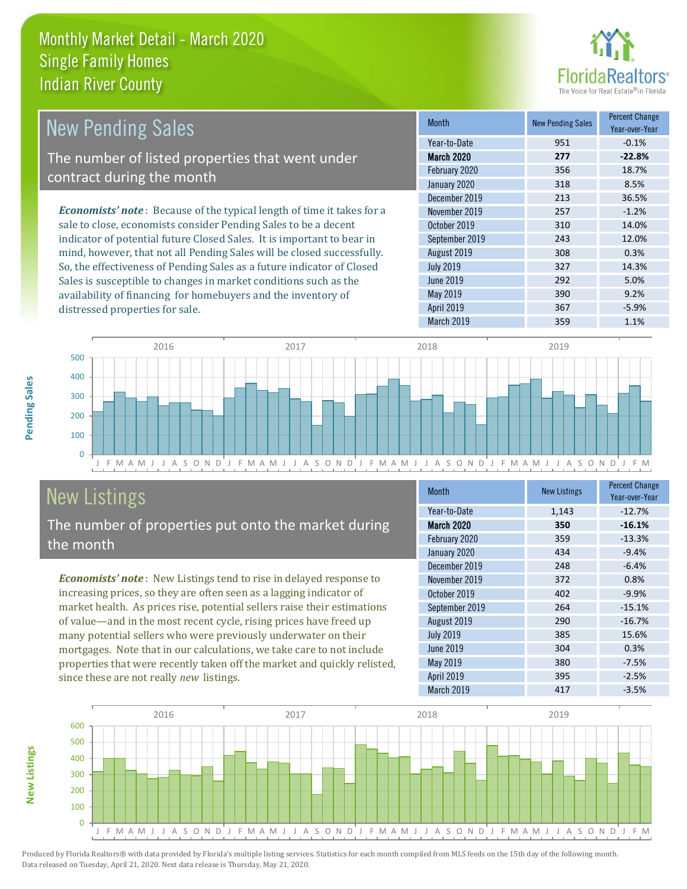# Monthly Market Detail - March 2020
## Single Family Homes
## Indian River County

## New Pending Sales

The number of listed properties that went under contract during the month

*Economists' note*: Because of the typical length of time it takes for a sale to close, economists consider Pending Sales to be a decent indicator of potential future Closed Sales. It is important to bear in mind, however, that not all Pending Sales will be closed successfully. So, the effectiveness of Pending Sales as a future indicator of Closed Sales is susceptible to changes in market conditions such as the availability of financing for homebuyers and the inventory of distressed properties for sale.

| Month | New Pending Sales | Percent Change Year-over-Year |
|---|---|---|
| Year-to-Date | 951 | -0.1% |
| **March 2020** | **277** | **-22.8%** |
| February 2020 | 356 | 18.7% |
| January 2020 | 318 | 8.5% |
| December 2019 | 213 | 36.5% |
| November 2019 | 257 | -1.2% |
| October 2019 | 310 | 14.0% |
| September 2019 | 243 | 12.0% |
| August 2019 | 308 | 0.3% |
| July 2019 | 327 | 14.3% |
| June 2019 | 292 | 5.0% |
| May 2019 | 390 | 9.2% |
| April 2019 | 367 | -5.9% |
| March 2019 | 359 | 1.1% |

## New Listings

The number of properties put onto the market during the month

*Economists' note*: New Listings tend to rise in delayed response to increasing prices, so they are often seen as a lagging indicator of market health. As prices rise, potential sellers raise their estimations of value—and in the most recent cycle, rising prices have freed up many potential sellers who were previously underwater on their mortgages. Note that in our calculations, we take care to not include properties that were recently taken off the market and quickly relisted, since these are not really *new* listings.

| Month | New Listings | Percent Change Year-over-Year |
|---|---|---|
| Year-to-Date | 1,143 | -12.7% |
| **March 2020** | **350** | **-16.1%** |
| February 2020 | 359 | -13.3% |
| January 2020 | 434 | -9.4% |
| December 2019 | 248 | -6.4% |
| November 2019 | 372 | 0.8% |
| October 2019 | 402 | -9.9% |
| September 2019 | 264 | -15.1% |
| August 2019 | 290 | -16.7% |
| July 2019 | 385 | 15.6% |
| June 2019 | 304 | 0.3% |
| May 2019 | 380 | -7.5% |
| April 2019 | 395 | -2.5% |
| March 2019 | 417 | -3.5% |

Produced by Florida Realtors® with data provided by Florida's multiple listing services. Statistics for each month compiled from MLS feeds on the 15th day of the following month. Data released on Tuesday, April 21, 2020. Next data release is Thursday, May 21, 2020.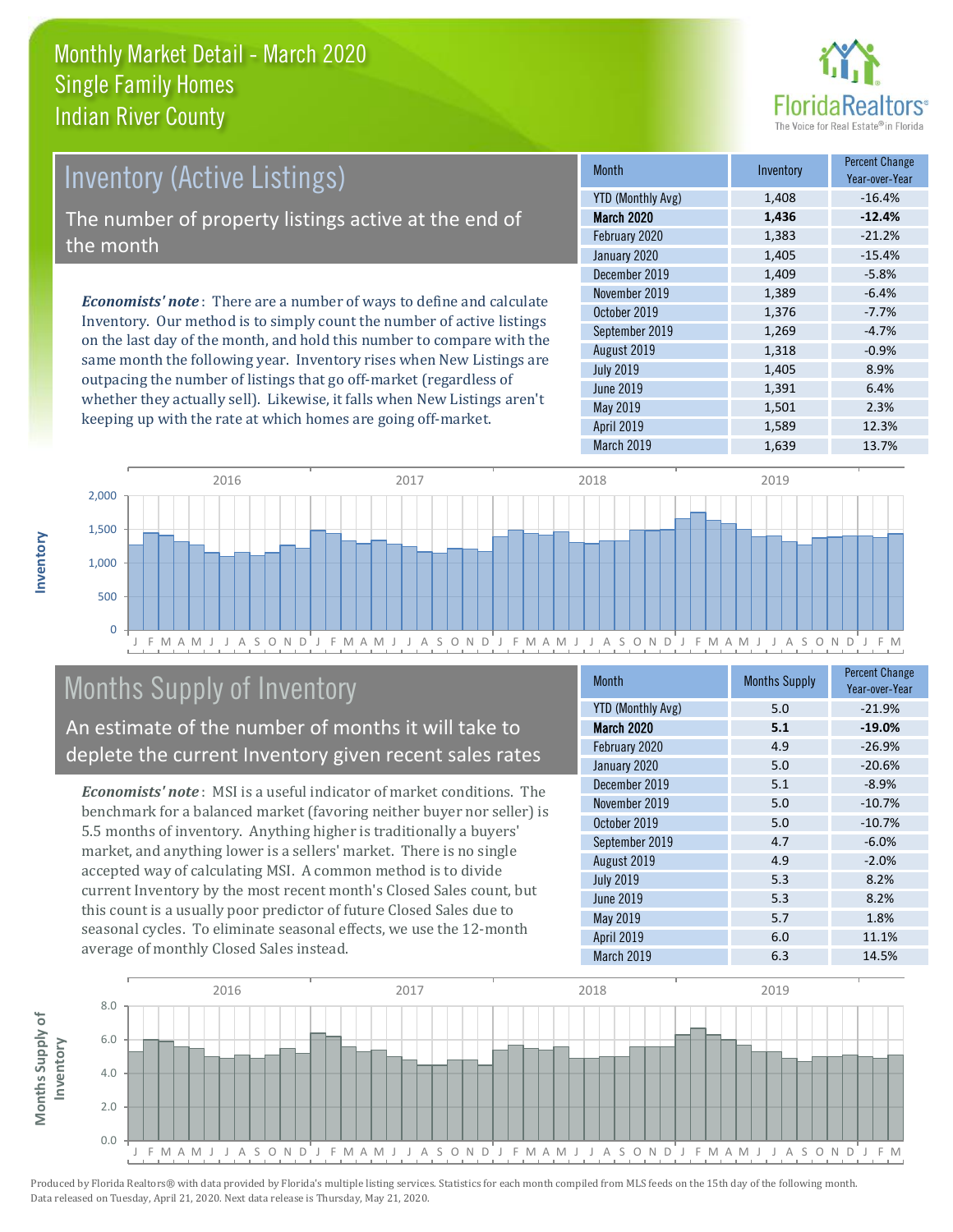# Monthly Market Detail - March 2020
## Single Family Homes
## Indian River County

## Inventory (Active Listings)

The number of property listings active at the end of the month

***Economists' note***: There are a number of ways to define and calculate Inventory. Our method is to simply count the number of active listings on the last day of the month, and hold this number to compare with the same month the following year. Inventory rises when New Listings are outpacing the number of listings that go off-market (regardless of whether they actually sell). Likewise, it falls when New Listings aren't keeping up with the rate at which homes are going off-market.

| Month | Inventory | Percent Change Year-over-Year |
|---|---|---|
| YTD (Monthly Avg) | 1,408 | -16.4% |
| **March 2020** | **1,436** | **-12.4%** |
| February 2020 | 1,383 | -21.2% |
| January 2020 | 1,405 | -15.4% |
| December 2019 | 1,409 | -5.8% |
| November 2019 | 1,389 | -6.4% |
| October 2019 | 1,376 | -7.7% |
| September 2019 | 1,269 | -4.7% |
| August 2019 | 1,318 | -0.9% |
| July 2019 | 1,405 | 8.9% |
| June 2019 | 1,391 | 6.4% |
| May 2019 | 1,501 | 2.3% |
| April 2019 | 1,589 | 12.3% |
| March 2019 | 1,639 | 13.7% |

## Months Supply of Inventory

An estimate of the number of months it will take to deplete the current Inventory given recent sales rates

***Economists' note***: MSI is a useful indicator of market conditions. The benchmark for a balanced market (favoring neither buyer nor seller) is 5.5 months of inventory. Anything higher is traditionally a buyers' market, and anything lower is a sellers' market. There is no single accepted way of calculating MSI. A common method is to divide current Inventory by the most recent month's Closed Sales count, but this count is a usually poor predictor of future Closed Sales due to seasonal cycles. To eliminate seasonal effects, we use the 12-month average of monthly Closed Sales instead.

| Month | Months Supply | Percent Change Year-over-Year |
|---|---|---|
| YTD (Monthly Avg) | 5.0 | -21.9% |
| **March 2020** | **5.1** | **-19.0%** |
| February 2020 | 4.9 | -26.9% |
| January 2020 | 5.0 | -20.6% |
| December 2019 | 5.1 | -8.9% |
| November 2019 | 5.0 | -10.7% |
| October 2019 | 5.0 | -10.7% |
| September 2019 | 4.7 | -6.0% |
| August 2019 | 4.9 | -2.0% |
| July 2019 | 5.3 | 8.2% |
| June 2019 | 5.3 | 8.2% |
| May 2019 | 5.7 | 1.8% |
| April 2019 | 6.0 | 11.1% |
| March 2019 | 6.3 | 14.5% |

Produced by Florida Realtors® with data provided by Florida's multiple listing services. Statistics for each month compiled from MLS feeds on the 15th day of the following month. Data released on Tuesday, April 21, 2020. Next data release is Thursday, May 21, 2020.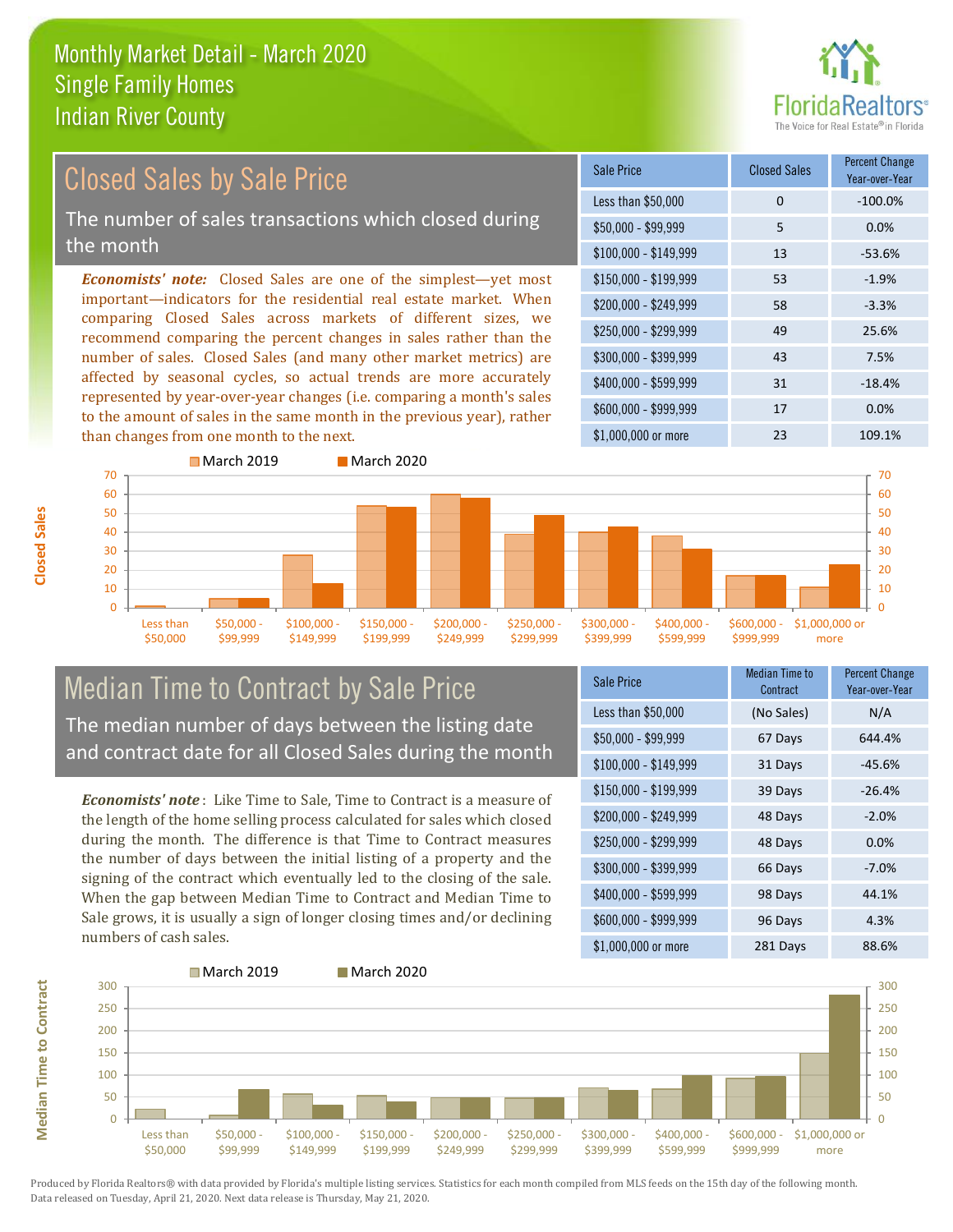# Monthly Market Detail - March 2020
## Single Family Homes
## Indian River County

## Closed Sales by Sale Price

The number of sales transactions which closed during the month

***Economists' note:*** Closed Sales are one of the simplest—yet most important—indicators for the residential real estate market. When comparing Closed Sales across markets of different sizes, we recommend comparing the percent changes in sales rather than the number of sales. Closed Sales (and many other market metrics) are affected by seasonal cycles, so actual trends are more accurately represented by year-over-year changes (i.e. comparing a month's sales to the amount of sales in the same month in the previous year), rather than changes from one month to the next.

| Sale Price | Closed Sales | Percent Change Year-over-Year |
|---|---|---|
| Less than $50,000 | 0 | -100.0% |
| $50,000 - $99,999 | 5 | 0.0% |
| $100,000 - $149,999 | 13 | -53.6% |
| $150,000 - $199,999 | 53 | -1.9% |
| $200,000 - $249,999 | 58 | -3.3% |
| $250,000 - $299,999 | 49 | 25.6% |
| $300,000 - $399,999 | 43 | 7.5% |
| $400,000 - $599,999 | 31 | -18.4% |
| $600,000 - $999,999 | 17 | 0.0% |
| $1,000,000 or more | 23 | 109.1% |

## Median Time to Contract by Sale Price

The median number of days between the listing date and contract date for all Closed Sales during the month

***Economists' note***: Like Time to Sale, Time to Contract is a measure of the length of the home selling process calculated for sales which closed during the month. The difference is that Time to Contract measures the number of days between the initial listing of a property and the signing of the contract which eventually led to the closing of the sale. When the gap between Median Time to Contract and Median Time to Sale grows, it is usually a sign of longer closing times and/or declining numbers of cash sales.

| Sale Price | Median Time to Contract | Percent Change Year-over-Year |
|---|---|---|
| Less than $50,000 | (No Sales) | N/A |
| $50,000 - $99,999 | 67 Days | 644.4% |
| $100,000 - $149,999 | 31 Days | -45.6% |
| $150,000 - $199,999 | 39 Days | -26.4% |
| $200,000 - $249,999 | 48 Days | -2.0% |
| $250,000 - $299,999 | 48 Days | 0.0% |
| $300,000 - $399,999 | 66 Days | -7.0% |
| $400,000 - $599,999 | 98 Days | 44.1% |
| $600,000 - $999,999 | 96 Days | 4.3% |
| $1,000,000 or more | 281 Days | 88.6% |

Produced by Florida Realtors® with data provided by Florida's multiple listing services. Statistics for each month compiled from MLS feeds on the 15th day of the following month. Data released on Tuesday, April 21, 2020. Next data release is Thursday, May 21, 2020.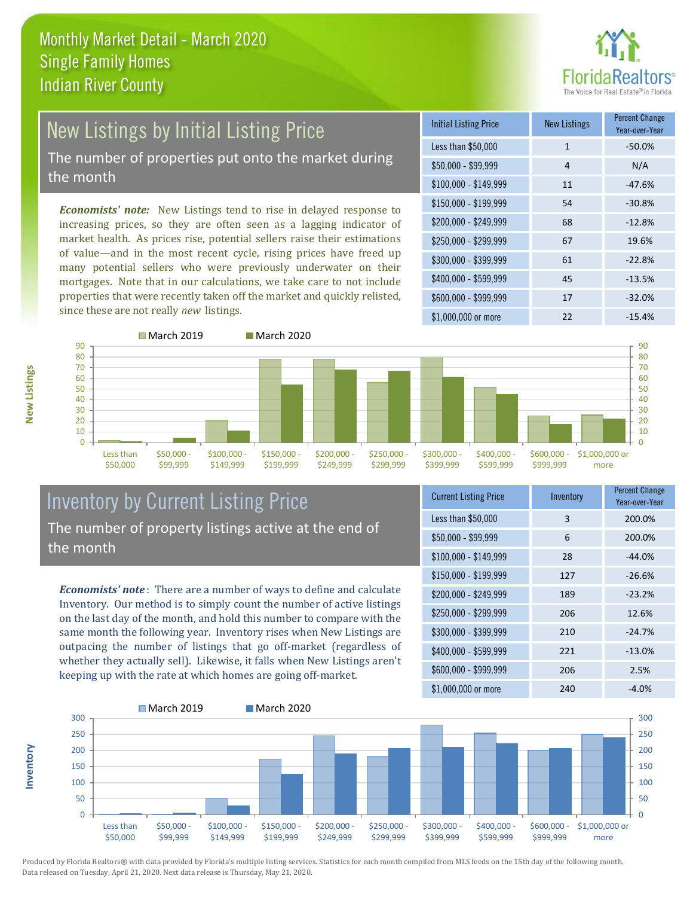# Monthly Market Detail - March 2020
## Single Family Homes
## Indian River County

## New Listings by Initial Listing Price

The number of properties put onto the market during the month

*Economists' note:* New Listings tend to rise in delayed response to increasing prices, so they are often seen as a lagging indicator of market health. As prices rise, potential sellers raise their estimations of value—and in the most recent cycle, rising prices have freed up many potential sellers who were previously underwater on their mortgages. Note that in our calculations, we take care to not include properties that were recently taken off the market and quickly relisted, since these are not really *new* listings.

| Initial Listing Price | New Listings | Percent Change Year-over-Year |
|---|---|---|
| Less than $50,000 | 1 | -50.0% |
| $50,000 - $99,999 | 4 | N/A |
| $100,000 - $149,999 | 11 | -47.6% |
| $150,000 - $199,999 | 54 | -30.8% |
| $200,000 - $249,999 | 68 | -12.8% |
| $250,000 - $299,999 | 67 | 19.6% |
| $300,000 - $399,999 | 61 | -22.8% |
| $400,000 - $599,999 | 45 | -13.5% |
| $600,000 - $999,999 | 17 | -32.0% |
| $1,000,000 or more | 22 | -15.4% |

## Inventory by Current Listing Price

The number of property listings active at the end of the month

*Economists' note*: There are a number of ways to define and calculate Inventory. Our method is to simply count the number of active listings on the last day of the month, and hold this number to compare with the same month the following year. Inventory rises when New Listings are outpacing the number of listings that go off-market (regardless of whether they actually sell). Likewise, it falls when New Listings aren't keeping up with the rate at which homes are going off-market.

| Current Listing Price | Inventory | Percent Change Year-over-Year |
|---|---|---|
| Less than $50,000 | 3 | 200.0% |
| $50,000 - $99,999 | 6 | 200.0% |
| $100,000 - $149,999 | 28 | -44.0% |
| $150,000 - $199,999 | 127 | -26.6% |
| $200,000 - $249,999 | 189 | -23.2% |
| $250,000 - $299,999 | 206 | 12.6% |
| $300,000 - $399,999 | 210 | -24.7% |
| $400,000 - $599,999 | 221 | -13.0% |
| $600,000 - $999,999 | 206 | 2.5% |
| $1,000,000 or more | 240 | -4.0% |

Produced by Florida Realtors® with data provided by Florida's multiple listing services. Statistics for each month compiled from MLS feeds on the 15th day of the following month. Data released on Tuesday, April 21, 2020. Next data release is Thursday, May 21, 2020.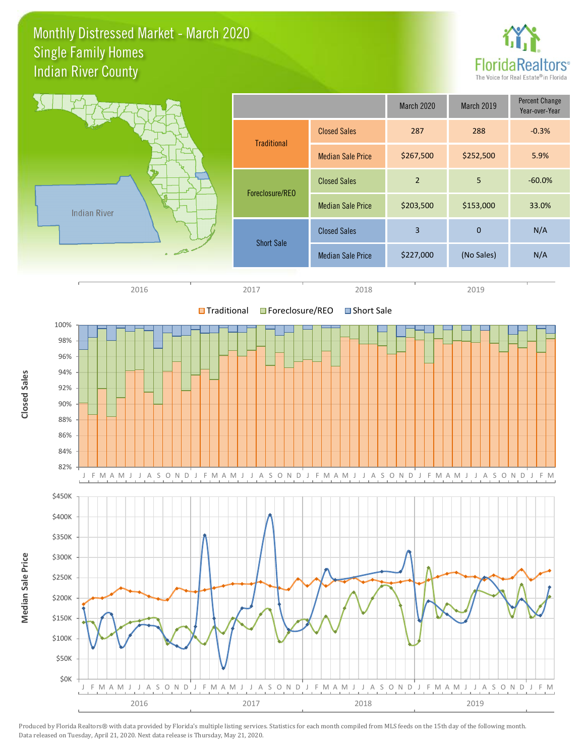# Monthly Distressed Market - March 2020
## Single Family Homes
## Indian River County

FloridaRealtors®
The Voice for Real Estate® in Florida

Indian River

| | | March 2020 | March 2019 | Percent Change Year-over-Year |
|---|---|---|---|---|
| Traditional | Closed Sales | 287 | 288 | -0.3% |
| | Median Sale Price | $267,500 | $252,500 | 5.9% |
| Foreclosure/REO | Closed Sales | 2 | 5 | -60.0% |
| | Median Sale Price | $203,500 | $153,000 | 33.0% |
| Short Sale | Closed Sales | 3 | 0 | N/A |
| | Median Sale Price | $227,000 | (No Sales) | N/A |

2016 2017 2018 2019

Traditional Foreclosure/REO Short Sale

Closed Sales

100% 98% 96% 94% 92% 90% 88% 86% 84% 82%

J F M A M J J A S O N D J F M A M J J A S O N D J F M A M J J A S O N D J F M A M J J A S O N D J F M

Median Sale Price

$450K $400K $350K $300K $250K $200K $150K $100K $50K $0K

J F M A M J J A S O N D J F M A M J J A S O N D J F M A M J J A S O N D J F M A M J J A S O N D J F M

2016 2017 2018 2019

Produced by Florida Realtors® with data provided by Florida's multiple listing services. Statistics for each month compiled from MLS feeds on the 15th day of the following month. Data released on Tuesday, April 21, 2020. Next data release is Thursday, May 21, 2020.